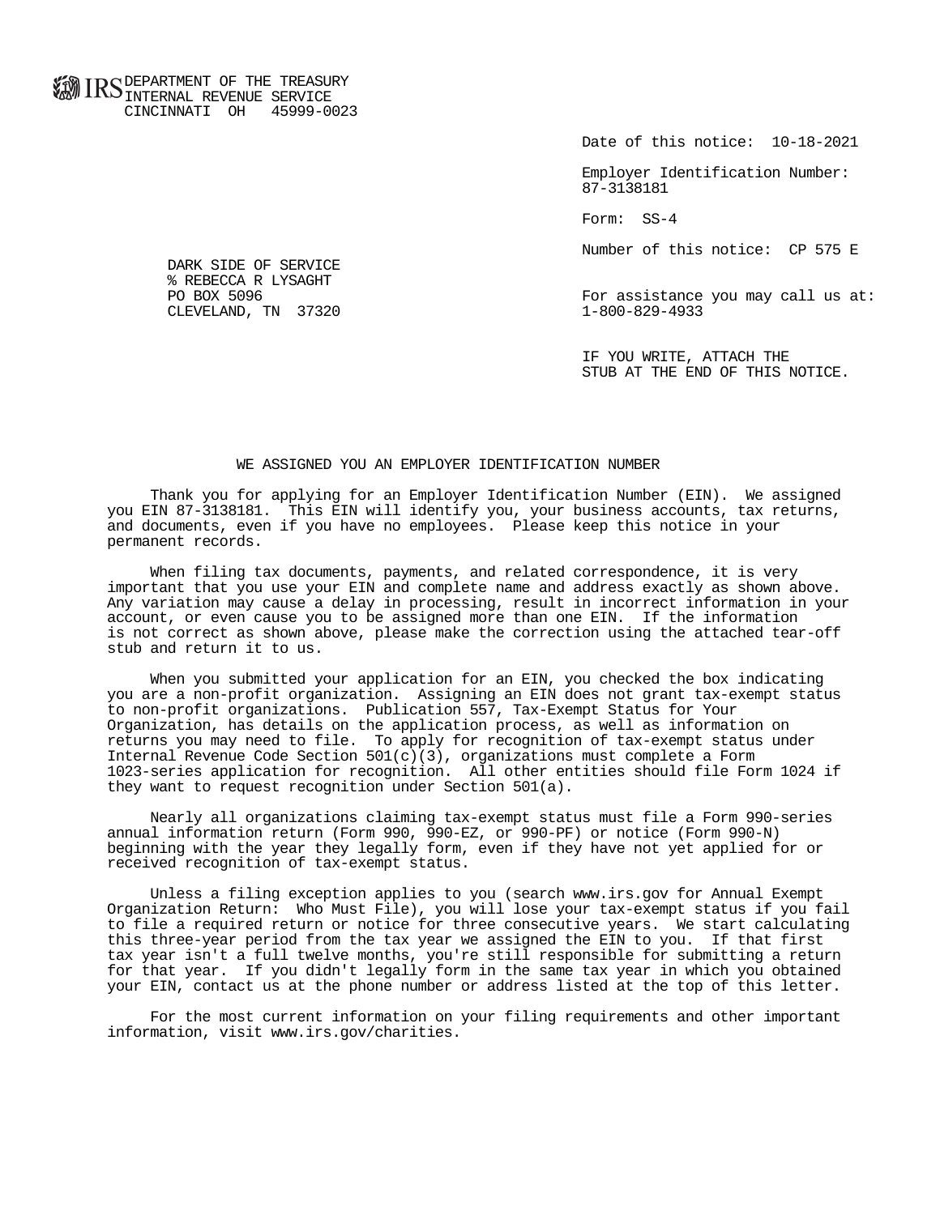IRS DEPARTMENT OF THE TREASURY
INTERNAL REVENUE SERVICE
CINCINNATI OH 45999-0023

Date of this notice: 10-18-2021

Employer Identification Number:
87-3138181

Form: SS-4

Number of this notice: CP 575 E

DARK SIDE OF SERVICE
% REBECCA R LYSAGHT
PO BOX 5096
CLEVELAND, TN 37320

For assistance you may call us at:
1-800-829-4933

IF YOU WRITE, ATTACH THE
STUB AT THE END OF THIS NOTICE.

## WE ASSIGNED YOU AN EMPLOYER IDENTIFICATION NUMBER

Thank you for applying for an Employer Identification Number (EIN). We assigned you EIN 87-3138181. This EIN will identify you, your business accounts, tax returns, and documents, even if you have no employees. Please keep this notice in your permanent records.

When filing tax documents, payments, and related correspondence, it is very important that you use your EIN and complete name and address exactly as shown above. Any variation may cause a delay in processing, result in incorrect information in your account, or even cause you to be assigned more than one EIN. If the information is not correct as shown above, please make the correction using the attached tear-off stub and return it to us.

When you submitted your application for an EIN, you checked the box indicating you are a non-profit organization. Assigning an EIN does not grant tax-exempt status to non-profit organizations. Publication 557, Tax-Exempt Status for Your Organization, has details on the application process, as well as information on returns you may need to file. To apply for recognition of tax-exempt status under Internal Revenue Code Section 501(c)(3), organizations must complete a Form 1023-series application for recognition. All other entities should file Form 1024 if they want to request recognition under Section 501(a).

Nearly all organizations claiming tax-exempt status must file a Form 990-series annual information return (Form 990, 990-EZ, or 990-PF) or notice (Form 990-N) beginning with the year they legally form, even if they have not yet applied for or received recognition of tax-exempt status.

Unless a filing exception applies to you (search www.irs.gov for Annual Exempt Organization Return: Who Must File), you will lose your tax-exempt status if you fail to file a required return or notice for three consecutive years. We start calculating this three-year period from the tax year we assigned the EIN to you. If that first tax year isn't a full twelve months, you're still responsible for submitting a return for that year. If you didn't legally form in the same tax year in which you obtained your EIN, contact us at the phone number or address listed at the top of this letter.

For the most current information on your filing requirements and other important information, visit www.irs.gov/charities.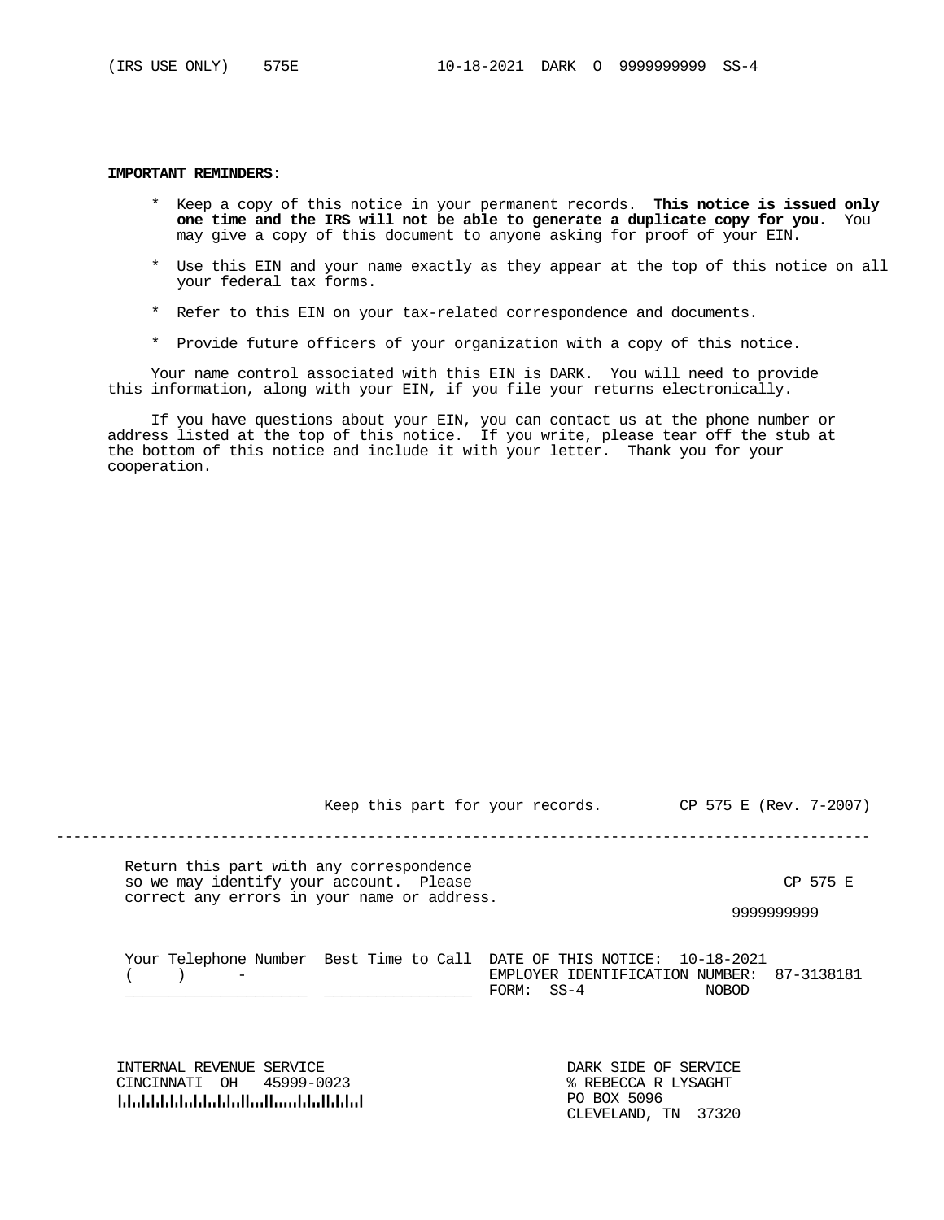(IRS USE ONLY) 575E 10-18-2021 DARK O 9999999999 SS-4

**IMPORTANT REMINDERS**:

* Keep a copy of this notice in your permanent records. **This notice is issued only one time and the IRS will not be able to generate a duplicate copy for you.** You may give a copy of this document to anyone asking for proof of your EIN.
* Use this EIN and your name exactly as they appear at the top of this notice on all your federal tax forms.
* Refer to this EIN on your tax-related correspondence and documents.
* Provide future officers of your organization with a copy of this notice.

Your name control associated with this EIN is DARK. You will need to provide this information, along with your EIN, if you file your returns electronically.

If you have questions about your EIN, you can contact us at the phone number or address listed at the top of this notice. If you write, please tear off the stub at the bottom of this notice and include it with your letter. Thank you for your cooperation.

Keep this part for your records. CP 575 E (Rev. 7-2007)

---

Return this part with any correspondence so we may identify your account. Please correct any errors in your name or address.

CP 575 E

9999999999

| Your Telephone Number | Best Time to Call | |
|---|---|---|
| ( ) - | | DATE OF THIS NOTICE: 10-18-2021 |
| | | EMPLOYER IDENTIFICATION NUMBER: 87-3138181 |
| | | FORM: SS-4 NOBOD |

INTERNAL REVENUE SERVICE
CINCINNATI OH 45999-0023

DARK SIDE OF SERVICE
% REBECCA R LYSAGHT
PO BOX 5096
CLEVELAND, TN 37320